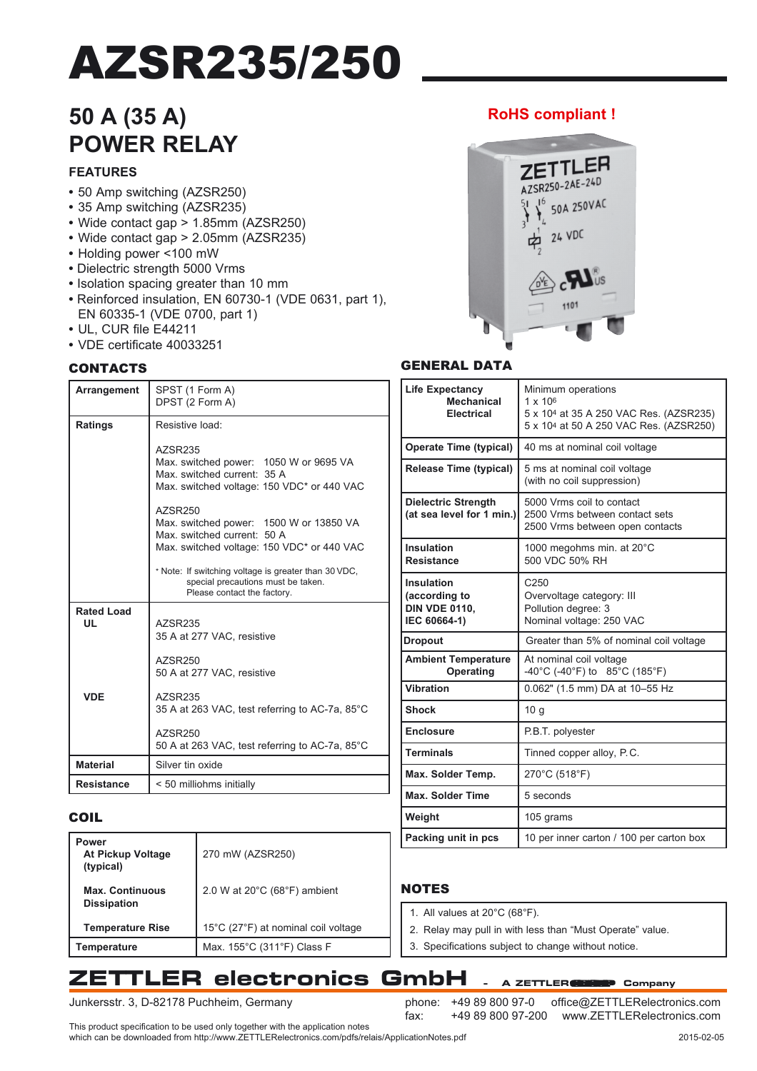# AZSR235/250

## 50 A (35 A) POWER RELAY

### FEATURES

- 50 Amp switching (AZSR250)
- 35 Amp switching (AZSR235)
- Wide contact gap > 1.85mm (AZSR250)
- Wide contact gap > 2.05mm (AZSR235)
- Holding power <100 mW
- Dielectric strength 5000 Vrms
- Isolation spacing greater than 10 mm
- Reinforced insulation, EN 60730-1 (VDE 0631, part 1), EN 60335-1 (VDE 0700, part 1)
- UL, CUR file E44211
- VDE certificate 40033251

**RoHS compliant !**

### CONTACTS

| | |
|---|---|
| **Arrangement** | SPST (1 Form A)<br>DPST (2 Form A) |
| **Ratings** | Resistive load:<br><br>AZSR235<br>Max. switched power: 1050 W or 9695 VA<br>Max. switched current: 35 A<br>Max. switched voltage: 150 VDC* or 440 VAC<br><br>AZSR250<br>Max. switched power: 1500 W or 13850 VA<br>Max. switched current: 50 A<br>Max. switched voltage: 150 VDC* or 440 VAC<br><br>* Note: If switching voltage is greater than 30 VDC, special precautions must be taken. Please contact the factory. |
| **Rated Load**<br>**UL** | AZSR235<br>35 A at 277 VAC, resistive<br><br>AZSR250<br>50 A at 277 VAC, resistive |
| **VDE** | AZSR235<br>35 A at 263 VAC, test referring to AC-7a, 85°C<br><br>AZSR250<br>50 A at 263 VAC, test referring to AC-7a, 85°C |
| **Material** | Silver tin oxide |
| **Resistance** | < 50 milliohms initially |

### COIL

| | |
|---|---|
| **Power**<br>**At Pickup Voltage (typical)** | 270 mW (AZSR250) |
| **Max. Continuous Dissipation** | 2.0 W at 20°C (68°F) ambient |
| **Temperature Rise** | 15°C (27°F) at nominal coil voltage |
| **Temperature** | Max. 155°C (311°F) Class F |

### GENERAL DATA

| | |
|---|---|
| **Life Expectancy**<br>**Mechanical**<br>**Electrical** | Minimum operations<br>$1 \times 10^6$<br>$5 \times 10^4$ at 35 A 250 VAC Res. (AZSR235)<br>$5 \times 10^4$ at 50 A 250 VAC Res. (AZSR250) |
| **Operate Time (typical)** | 40 ms at nominal coil voltage |
| **Release Time (typical)** | 5 ms at nominal coil voltage (with no coil suppression) |
| **Dielectric Strength (at sea level for 1 min.)** | 5000 Vrms coil to contact<br>2500 Vrms between contact sets<br>2500 Vrms between open contacts |
| **Insulation Resistance** | 1000 megohms min. at 20°C<br>500 VDC 50% RH |
| **Insulation (according to DIN VDE 0110, IEC 60664-1)** | C250<br>Overvoltage category: III<br>Pollution degree: 3<br>Nominal voltage: 250 VAC |
| **Dropout** | Greater than 5% of nominal coil voltage |
| **Ambient Temperature Operating** | At nominal coil voltage<br>-40°C (-40°F) to 85°C (185°F) |
| **Vibration** | 0.062" (1.5 mm) DA at 10–55 Hz |
| **Shock** | 10 g |
| **Enclosure** | P.B.T. polyester |
| **Terminals** | Tinned copper alloy, P.C. |
| **Max. Solder Temp.** | 270°C (518°F) |
| **Max. Solder Time** | 5 seconds |
| **Weight** | 105 grams |
| **Packing unit in pcs** | 10 per inner carton / 100 per carton box |

### NOTES

1. All values at 20°C (68°F).
2. Relay may pull in with less than "Must Operate" value.
3. Specifications subject to change without notice.

**ZETTLER electronics GmbH** - A ZETTLER Company

Junkersstr. 3, D-82178 Puchheim, Germany

phone: +49 89 800 97-0 office@ZETTLERelectronics.com
fax: +49 89 800 97-200 www.ZETTLERelectronics.com

This product specification to be used only together with the application notes which can be downloaded from http://www.ZETTLERelectronics.com/pdfs/relais/ApplicationNotes.pdf

2015-02-05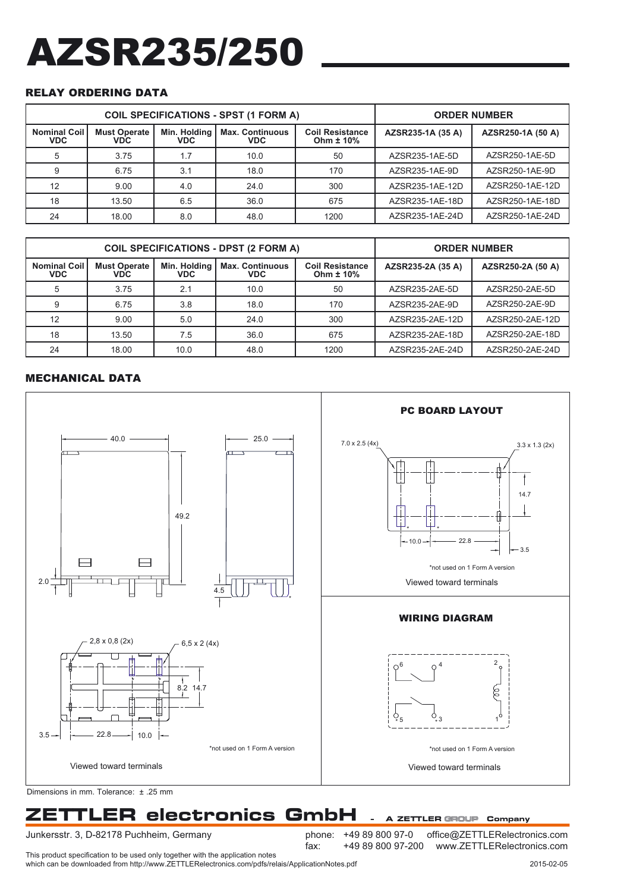# AZSR235/250

## RELAY ORDERING DATA

| COIL SPECIFICATIONS - SPST (1 FORM A) | | | | | ORDER NUMBER | |
|---|---|---|---|---|---|---|
| Nominal Coil VDC | Must Operate VDC | Min. Holding VDC | Max. Continuous VDC | Coil Resistance Ohm ± 10% | AZSR235-1A (35 A) | AZSR250-1A (50 A) |
| 5 | 3.75 | 1.7 | 10.0 | 50 | AZSR235-1AE-5D | AZSR250-1AE-5D |
| 9 | 6.75 | 3.1 | 18.0 | 170 | AZSR235-1AE-9D | AZSR250-1AE-9D |
| 12 | 9.00 | 4.0 | 24.0 | 300 | AZSR235-1AE-12D | AZSR250-1AE-12D |
| 18 | 13.50 | 6.5 | 36.0 | 675 | AZSR235-1AE-18D | AZSR250-1AE-18D |
| 24 | 18.00 | 8.0 | 48.0 | 1200 | AZSR235-1AE-24D | AZSR250-1AE-24D |

| COIL SPECIFICATIONS - DPST (2 FORM A) | | | | | ORDER NUMBER | |
|---|---|---|---|---|---|---|
| Nominal Coil VDC | Must Operate VDC | Min. Holding VDC | Max. Continuous VDC | Coil Resistance Ohm ± 10% | AZSR235-2A (35 A) | AZSR250-2A (50 A) |
| 5 | 3.75 | 2.1 | 10.0 | 50 | AZSR235-2AE-5D | AZSR250-2AE-5D |
| 9 | 6.75 | 3.8 | 18.0 | 170 | AZSR235-2AE-9D | AZSR250-2AE-9D |
| 12 | 9.00 | 5.0 | 24.0 | 300 | AZSR235-2AE-12D | AZSR250-2AE-12D |
| 18 | 13.50 | 7.5 | 36.0 | 675 | AZSR235-2AE-18D | AZSR250-2AE-18D |
| 24 | 18.00 | 10.0 | 48.0 | 1200 | AZSR235-2AE-24D | AZSR250-2AE-24D |

## MECHANICAL DATA

40.0
25.0
49.2
2.0
4.5

2,8 x 0,8 (2x)
6,5 x 2 (4x)
8.2
14.7
3.5
22.8
10.0

*not used on 1 Form A version

Viewed toward terminals

### PC BOARD LAYOUT

7.0 x 2.5 (4x)
3.3 x 1.3 (2x)
14.7
10.0
22.8
3.5

*not used on 1 Form A version

Viewed toward terminals

### WIRING DIAGRAM

6
4
2
5
3
1

*not used on 1 Form A version

Viewed toward terminals

Dimensions in mm. Tolerance: ± .25 mm

**ZETTLER electronics GmbH** - A ZETTLER GROUP Company

Junkersstr. 3, D-82178 Puchheim, Germany

phone: +49 89 800 97-0 office@ZETTLERelectronics.com
fax: +49 89 800 97-200 www.ZETTLERelectronics.com

This product specification to be used only together with the application notes which can be downloaded from http://www.ZETTLERelectronics.com/pdfs/relais/ApplicationNotes.pdf

2015-02-05